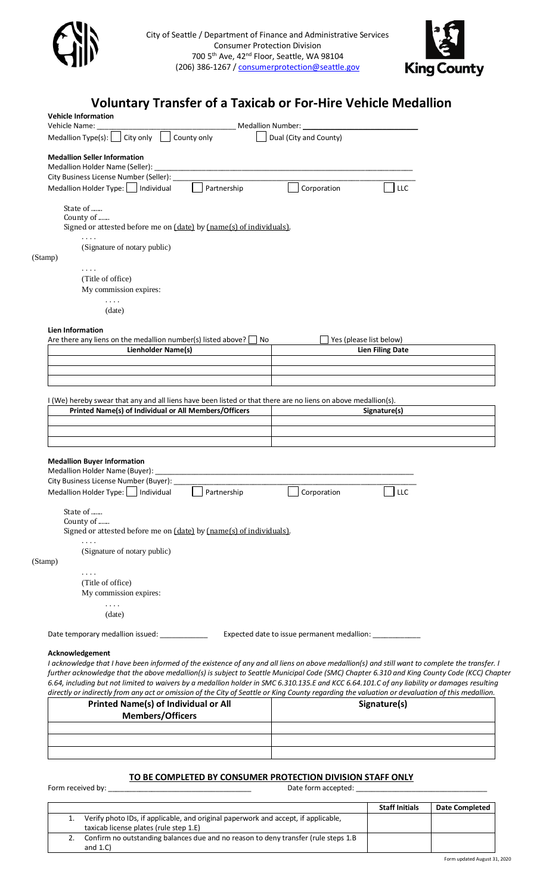City of Seattle / Department of Finance and Administrative Services
Consumer Protection Division
700 5th Ave, 42nd Floor, Seattle, WA 98104
(206) 386-1267 / consumerprotection@seattle.gov

King County

# Voluntary Transfer of a Taxicab or For-Hire Vehicle Medallion

**Vehicle Information**

Vehicle Name: ______________________ Medallion Number: ______________________

Medallion Type(s): ☐ City only ☐ County only ☐ Dual (City and County)

**Medallion Seller Information**

Medallion Holder Name (Seller): ______________________

City Business License Number (Seller): ______________________

Medallion Holder Type: ☐ Individual ☐ Partnership ☐ Corporation ☐ LLC

State of ......
County of ......
Signed or attested before me on (date) by (name(s) of individuals).

. . . .
(Signature of notary public)

(Stamp)

. . . .
(Title of office)
My commission expires:

. . . .
(date)

**Lien Information**

Are there any liens on the medallion number(s) listed above? ☐ No ☐ Yes (please list below)

| Lienholder Name(s) | Lien Filing Date |
|---|---|
| | |
| | |
| | |

I (We) hereby swear that any and all liens have been listed or that there are no liens on above medallion(s).

| Printed Name(s) of Individual or All Members/Officers | Signature(s) |
|---|---|
| | |
| | |
| | |

**Medallion Buyer Information**

Medallion Holder Name (Buyer): ______________________

City Business License Number (Buyer): ______________________

Medallion Holder Type: ☐ Individual ☐ Partnership ☐ Corporation ☐ LLC

State of ......
County of ......
Signed or attested before me on (date) by (name(s) of individuals).

. . . .
(Signature of notary public)

(Stamp)

. . . .
(Title of office)
My commission expires:

. . . .
(date)

Date temporary medallion issued: ____________ Expected date to issue permanent medallion: ____________

**Acknowledgement**

*I acknowledge that I have been informed of the existence of any and all liens on above medallion(s) and still want to complete the transfer. I further acknowledge that the above medallion(s) is subject to Seattle Municipal Code (SMC) Chapter 6.310 and King County Code (KCC) Chapter 6.64, including but not limited to waivers by a medallion holder in SMC 6.310.135.E and KCC 6.64.101.C of any liability or damages resulting directly or indirectly from any act or omission of the City of Seattle or King County regarding the valuation or devaluation of this medallion.*

| Printed Name(s) of Individual or All Members/Officers | Signature(s) |
|---|---|
| | |
| | |
| | |

**TO BE COMPLETED BY CONSUMER PROTECTION DIVISION STAFF ONLY**

Form received by: ______________________ Date form accepted: ______________________

| | | Staff Initials | Date Completed |
|---|---|---|---|
| 1. | Verify photo IDs, if applicable, and original paperwork and accept, if applicable, taxicab license plates (rule step 1.E) | | |
| 2. | Confirm no outstanding balances due and no reason to deny transfer (rule steps 1.B and 1.C) | | |

Form updated August 31, 2020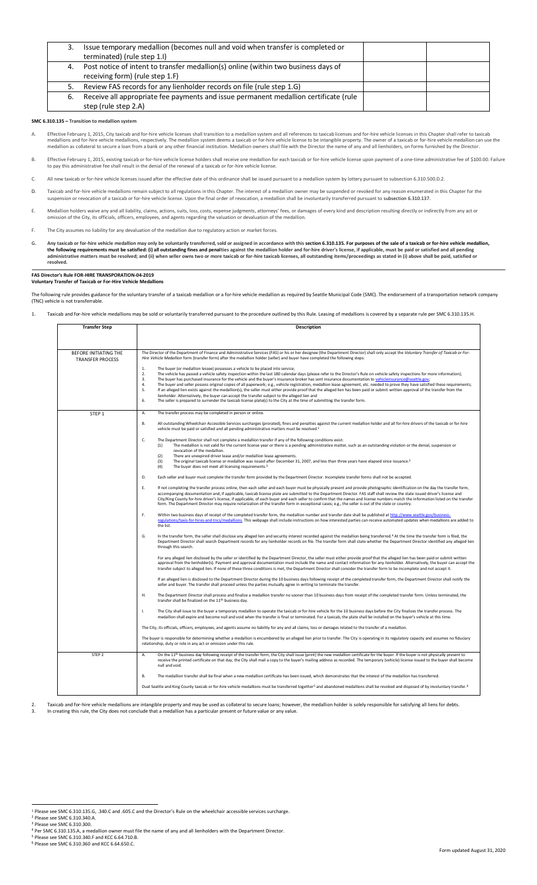| | | | |
|---|---|---|---|
| 3. | Issue temporary medallion (becomes null and void when transfer is completed or terminated) (rule step 1.I) | | |
| 4. | Post notice of intent to transfer medallion(s) online (within two business days of receiving form) (rule step 1.F) | | |
| 5. | Review FAS records for any lienholder records on file (rule step 1.G) | | |
| 6. | Receive all appropriate fee payments and issue permanent medallion certificate (rule step 2.A) | | |

**SMC 6.310.135 – Transition to medallion system**

A. Effective February 1, 2015, City taxicab and for-hire vehicle licenses shall transition to a medallion system and all references to taxicab licenses and for-hire vehicle licenses in this Chapter shall refer to taxicab medallions and for-hire vehicle medallions, respectively. The medallion system deems a taxicab or for-hire vehicle license to be intangible property. The owner of a taxicab or for-hire vehicle medallion can use the medallion as collateral to secure a loan from a bank or any other financial institution. Medallion owners shall file with the Director the name of any and all lienholders, on forms furnished by the Director.

B. Effective February 1, 2015, existing taxicab or for-hire vehicle license holders shall receive one medallion for each taxicab or for-hire vehicle license upon payment of a one-time administrative fee of $100.00. Failure to pay this administrative fee shall result in the denial of the renewal of a taxicab or for-hire vehicle license.

C. All new taxicab or for-hire vehicle licenses issued after the effective date of this ordinance shall be issued pursuant to a medallion system by lottery pursuant to subsection 6.310.500.D.2.

D. Taxicab and for-hire vehicle medallions remain subject to all regulations in this Chapter. The interest of a medallion owner may be suspended or revoked for any reason enumerated in this Chapter for the suspension or revocation of a taxicab or for-hire vehicle license. Upon the final order of revocation, a medallion shall be involuntarily transferred pursuant to subsection 6.310.137.

E. Medallion holders waive any and all liability, claims, actions, suits, loss, costs, expense judgments, attorneys' fees, or damages of every kind and description resulting directly or indirectly from any act or omission of the City, its officials, officers, employees, and agents regarding the valuation or devaluation of the medallion.

F. The City assumes no liability for any devaluation of the medallion due to regulatory action or market forces.

G. **Any taxicab or for-hire vehicle medallion may only be voluntarily transferred, sold or assigned in accordance with this section 6.310.135. For purposes of the sale of a taxicab or for-hire vehicle medallion, the following requirements must be satisfied: (i) all outstanding fines and penalties against the medallion holder and for-hire driver's license, if applicable, must be paid or satisfied and all pending administrative matters must be resolved; and (ii) when seller owns two or more taxicab or for-hire taxicab licenses, all outstanding items/proceedings as stated in (i) above shall be paid, satisfied or resolved.**

**FAS Director's Rule FOR-HIRE TRANSPORATION-04-2019**
**Voluntary Transfer of Taxicab or For-Hire Vehicle Medallions**

The following rule provides guidance for the voluntary transfer of a taxicab medallion or a for-hire vehicle medallion as required by Seattle Municipal Code (SMC). The endorsement of a transportation network company (TNC) vehicle is not transferrable.

1. Taxicab and for-hire vehicle medallions may be sold or voluntarily transferred pursuant to the procedure outlined by this Rule. Leasing of medallions is covered by a separate rule per SMC 6.310.135.H.

| Transfer Step | Description |
|---|---|
| BEFORE INITIATING THE TRANSFER PROCESS | The Director of the Department of Finance and Administrative Services (FAS) or his or her designee (the Department Director) shall only accept the *Voluntary Transfer of Taxicab or For-Hire Vehicle Medallion* form (transfer form) after the medallion holder (seller) and buyer have completed the following steps:<br><br>1. The buyer (or medallion lessee) possesses a vehicle to be placed into service;<br>2. The vehicle has passed a vehicle safety inspection within the last 180 calendar days (please refer to the Director's Rule on vehicle safety inspections for more information);<br>3. The buyer has purchased insurance for the vehicle and the buyer's insurance broker has sent insurance documentation to vehicleinsurance@seattle.gov;<br>4. The buyer and seller possess original copies of all paperwork; e.g., vehicle registration, medallion lease agreement, etc. needed to prove they have satisfied these requirements;<br>5. If an alleged lien exists against the medallion(s), the seller must either provide proof that the alleged lien has been paid or submit written approval of the transfer from the lienholder. Alternatively, the buyer can accept the transfer subject to the alleged lien and<br>6. The seller is prepared to surrender the taxicab license plate(s) to the City at the time of submitting the transfer form. |
| STEP 1 | A. The transfer process may be completed in person or online.<br><br>B. All outstanding Wheelchair Accessible Services surcharges (prorated), fines and penalties against the current medallion holder and all for-hire drivers of the taxicab or for-hire vehicle must be paid or satisfied and all pending administrative matters must be resolved.[1]<br><br>C. The Department Director shall not complete a medallion transfer if any of the following conditions exist:<br>(1) The medallion is not valid for the current license year or there is a pending administrative matter, such as an outstanding violation or the denial, suspension or revocation of the medallion.<br>(2) There are unexpired driver lease and/or medallion lease agreements.<br>(3) The original taxicab license or medallion was issued after December 31, 2007, and less than three years have elapsed since issuance.[2]<br>(4) The buyer does not meet all licensing requirements.[3]<br><br>D. Each seller and buyer must complete the transfer form provided by the Department Director. Incomplete transfer forms shall not be accepted.<br><br>E. If not completing the transfer process online, then each seller and each buyer must be physically present and provide photographic identification on the day the transfer form, accompanying documentation and, if applicable, taxicab license plate are submitted to the Department Director. FAS staff shall review the state issued driver's license and City/King County for-hire driver's license, if applicable, of each buyer and each seller to confirm that the names and license numbers match the information listed on the transfer form. The Department Director may require notarization of the transfer form in exceptional cases; e.g., the seller is out of the state or country.<br><br>F. Within two business days of receipt of the completed transfer form, the medallion number and transfer date shall be published at http://www.seattle.gov/business-regulations/taxis-for-hires-and-tncs/medallions. This webpage shall include instructions on how interested parties can receive automated updates when medallions are added to the list.<br><br>G. In the transfer form, the seller shall disclose any alleged lien and security interest recorded against the medallion being transferred.[4] At the time the transfer form is filed, the Department Director shall search Department records for any lienholder records on file. The transfer form shall state whether the Department Director identified any alleged lien through this search.<br><br>For any alleged lien disclosed by the seller or identified by the Department Director, the seller must either provide proof that the alleged lien has been paid or submit written approval from the lienholder(s). Payment and approval documentation must include the name and contact information for any lienholder. Alternatively, the buyer can accept the transfer subject to alleged lien. If none of these three conditions is met, the Department Director shall consider the transfer form to be incomplete and not accept it.<br><br>If an alleged lien is disclosed to the Department Director during the 10 business days following receipt of the completed transfer form, the Department Director shall notify the seller and buyer. The transfer shall proceed unless the parties mutually agree in writing to terminate the transfer.<br><br>H. The Department Director shall process and finalize a medallion transfer no sooner than 10 business days from receipt of the completed transfer form. Unless terminated, the transfer shall be finalized on the 11th business day.<br><br>I. The City shall issue to the buyer a temporary medallion to operate the taxicab or for-hire vehicle for the 10 business days before the City finalizes the transfer process. The medallion shall expire and become null and void when the transfer is final or terminated. For a taxicab, the plate shall be installed on the buyer's vehicle at this time.<br><br>The City, its officials, officers, employees, and agents assume no liability for any and all claims, loss or damages related to the transfer of a medallion.<br><br>The buyer is responsible for determining whether a medallion is encumbered by an alleged lien prior to transfer. The City is operating in its regulatory capacity and assumes no fiduciary relationship, duty or role in any act or omission under this rule. |
| STEP 2 | A. On the 11th business day following receipt of the transfer form, the City shall issue (print) the new medallion certificate for the buyer. If the buyer is not physically present to receive the printed certificate on that day, the City shall mail a copy to the buyer's mailing address as recorded. The temporary (vehicle) license issued to the buyer shall become null and void.<br><br>B. The medallion transfer shall be final when a new medallion certificate has been issued, which demonstrates that the interest of the medallion has transferred.<br><br>Dual Seattle and King County taxicab or for-hire vehicle medallions must be transferred together[5] and abandoned medallions shall be revoked and disposed of by involuntary transfer.[6] |

2. Taxicab and for-hire vehicle medallions are intangible property and may be used as collateral to secure loans; however, the medallion holder is solely responsible for satisfying all liens for debts.
3. In creating this rule, the City does not conclude that a medallion has a particular present or future value or any value.

---

[1] Please see SMC 6.310.135.G, .340.C and .605.C and the Director's Rule on the wheelchair accessible services surcharge.
[2] Please see SMC 6.310.340.A.
[3] Please see SMC 6.310.300.
[4] Per SMC 6.310.135.A, a medallion owner must file the name of any and all lienholders with the Department Director.
[5] Please see SMC 6.310.340.F and KCC 6.64.710.B.
[6] Please see SMC 6.310.360 and KCC 6.64.650.C.

Form updated August 31, 2020